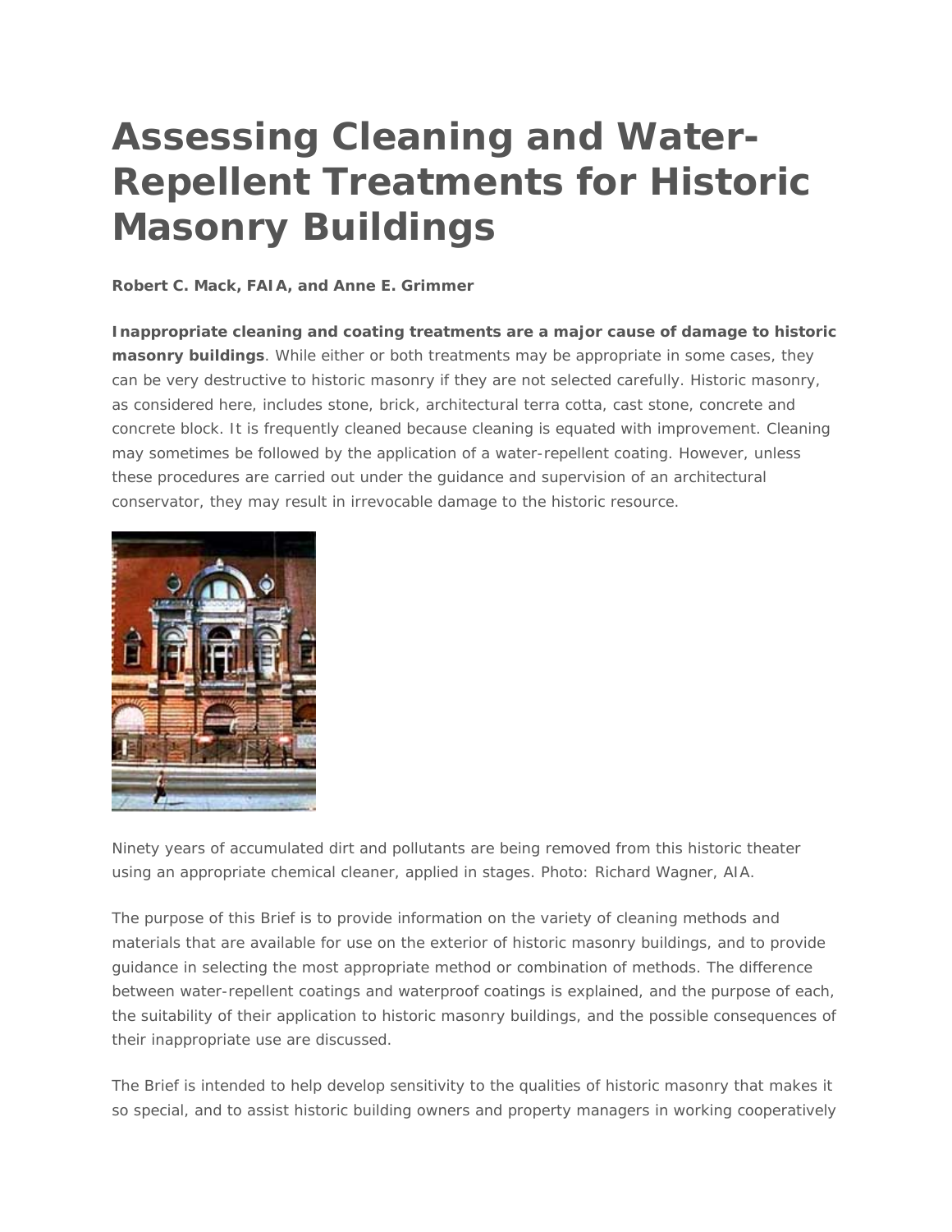# Assessing Cleaning and Water-Repellent Treatments for Historic Masonry Buildings

**Robert C. Mack, FAIA, and Anne E. Grimmer**

**Inappropriate cleaning and coating treatments are a major cause of damage to historic masonry buildings**. While either or both treatments may be appropriate in some cases, they can be very destructive to historic masonry if they are not selected carefully. Historic masonry, as considered here, includes stone, brick, architectural terra cotta, cast stone, concrete and concrete block. It is frequently cleaned because cleaning is equated with improvement. Cleaning may sometimes be followed by the application of a water-repellent coating. However, unless these procedures are carried out under the guidance and supervision of an architectural conservator, they may result in irrevocable damage to the historic resource.

Ninety years of accumulated dirt and pollutants are being removed from this historic theater using an appropriate chemical cleaner, applied in stages. Photo: Richard Wagner, AIA.

The purpose of this Brief is to provide information on the variety of cleaning methods and materials that are available for use on the exterior of historic masonry buildings, and to provide guidance in selecting the most appropriate method or combination of methods. The difference between water-repellent coatings and waterproof coatings is explained, and the purpose of each, the suitability of their application to historic masonry buildings, and the possible consequences of their inappropriate use are discussed.

The Brief is intended to help develop sensitivity to the qualities of historic masonry that makes it so special, and to assist historic building owners and property managers in working cooperatively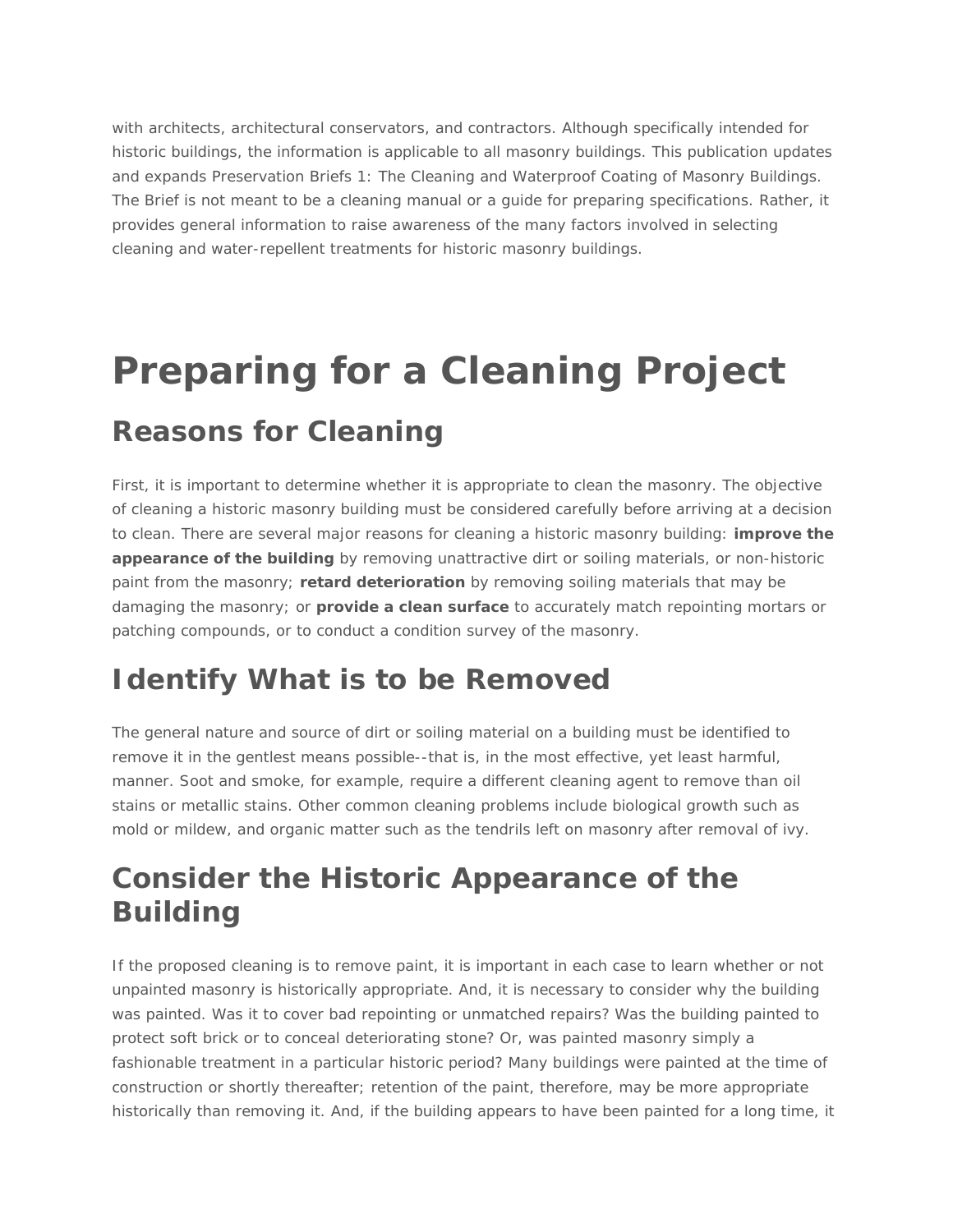with architects, architectural conservators, and contractors. Although specifically intended for historic buildings, the information is applicable to all masonry buildings. This publication updates and expands Preservation Briefs 1: The Cleaning and Waterproof Coating of Masonry Buildings. The Brief is not meant to be a cleaning manual or a guide for preparing specifications. Rather, it provides general information to raise awareness of the many factors involved in selecting cleaning and water-repellent treatments for historic masonry buildings.

# Preparing for a Cleaning Project

## Reasons for Cleaning

First, it is important to determine whether it is appropriate to clean the masonry. The objective of cleaning a historic masonry building must be considered carefully before arriving at a decision to clean. There are several major reasons for cleaning a historic masonry building: **improve the appearance of the building** by removing unattractive dirt or soiling materials, or non-historic paint from the masonry; **retard deterioration** by removing soiling materials that may be damaging the masonry; or **provide a clean surface** to accurately match repointing mortars or patching compounds, or to conduct a condition survey of the masonry.

## Identify What is to be Removed

The general nature and source of dirt or soiling material on a building must be identified to remove it in the gentlest means possible--that is, in the most effective, yet least harmful, manner. Soot and smoke, for example, require a different cleaning agent to remove than oil stains or metallic stains. Other common cleaning problems include biological growth such as mold or mildew, and organic matter such as the tendrils left on masonry after removal of ivy.

## Consider the Historic Appearance of the Building

If the proposed cleaning is to remove paint, it is important in each case to learn whether or not unpainted masonry is historically appropriate. And, it is necessary to consider why the building was painted. Was it to cover bad repointing or unmatched repairs? Was the building painted to protect soft brick or to conceal deteriorating stone? Or, was painted masonry simply a fashionable treatment in a particular historic period? Many buildings were painted at the time of construction or shortly thereafter; retention of the paint, therefore, may be more appropriate historically than removing it. And, if the building appears to have been painted for a long time, it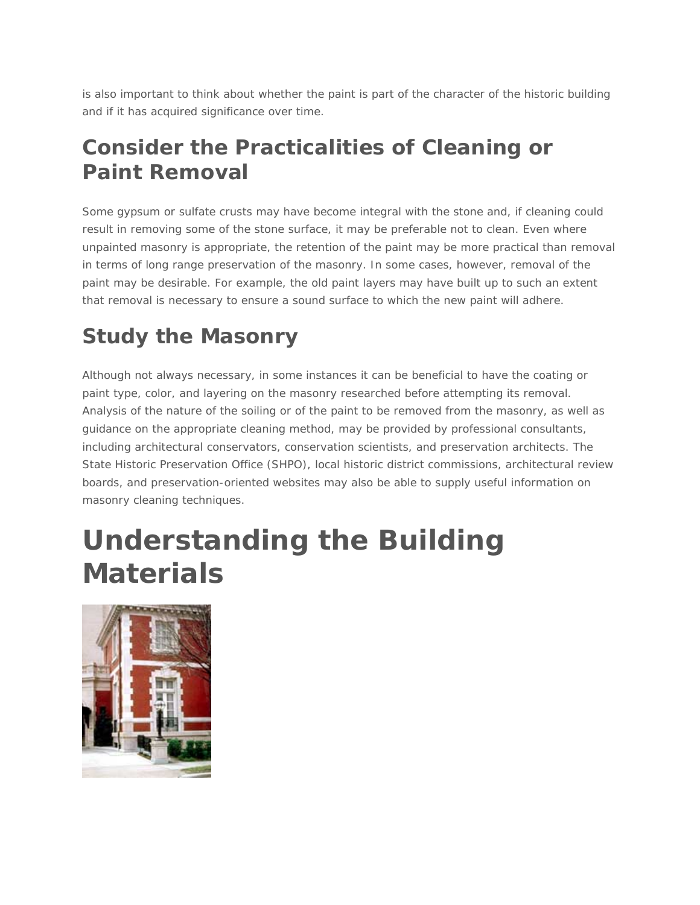is also important to think about whether the paint is part of the character of the historic building and if it has acquired significance over time.

## Consider the Practicalities of Cleaning or Paint Removal

Some gypsum or sulfate crusts may have become integral with the stone and, if cleaning could result in removing some of the stone surface, it may be preferable not to clean. Even where unpainted masonry is appropriate, the retention of the paint may be more practical than removal in terms of long range preservation of the masonry. In some cases, however, removal of the paint may be desirable. For example, the old paint layers may have built up to such an extent that removal is necessary to ensure a sound surface to which the new paint will adhere.

## Study the Masonry

Although not always necessary, in some instances it can be beneficial to have the coating or paint type, color, and layering on the masonry researched before attempting its removal. Analysis of the nature of the soiling or of the paint to be removed from the masonry, as well as guidance on the appropriate cleaning method, may be provided by professional consultants, including architectural conservators, conservation scientists, and preservation architects. The State Historic Preservation Office (SHPO), local historic district commissions, architectural review boards, and preservation-oriented websites may also be able to supply useful information on masonry cleaning techniques.

# Understanding the Building Materials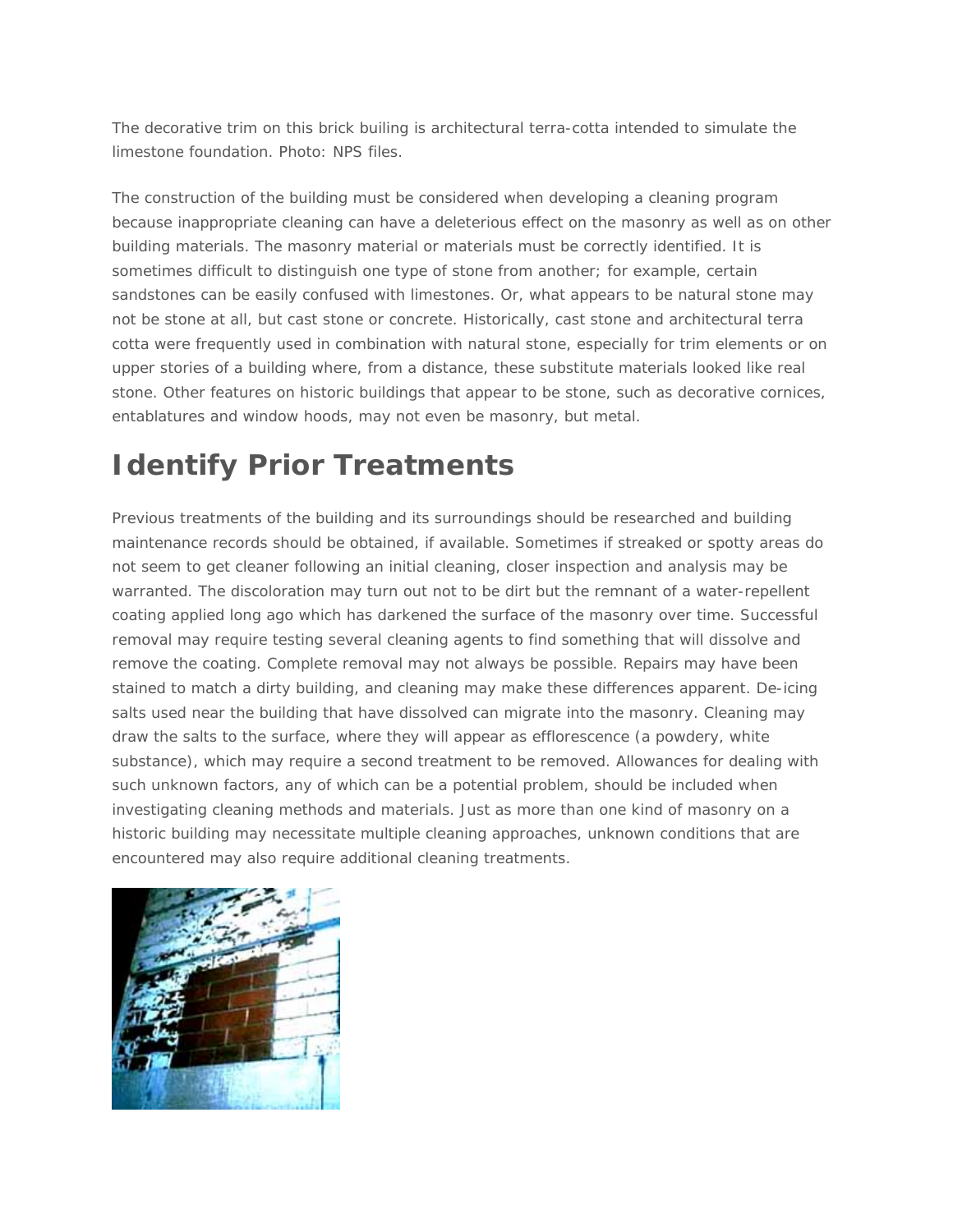The decorative trim on this brick builing is architectural terra-cotta intended to simulate the limestone foundation. Photo: NPS files.

The construction of the building must be considered when developing a cleaning program because inappropriate cleaning can have a deleterious effect on the masonry as well as on other building materials. The masonry material or materials must be correctly identified. It is sometimes difficult to distinguish one type of stone from another; for example, certain sandstones can be easily confused with limestones. Or, what appears to be natural stone may not be stone at all, but cast stone or concrete. Historically, cast stone and architectural terra cotta were frequently used in combination with natural stone, especially for trim elements or on upper stories of a building where, from a distance, these substitute materials looked like real stone. Other features on historic buildings that appear to be stone, such as decorative cornices, entablatures and window hoods, may not even be masonry, but metal.

# Identify Prior Treatments

Previous treatments of the building and its surroundings should be researched and building maintenance records should be obtained, if available. Sometimes if streaked or spotty areas do not seem to get cleaner following an initial cleaning, closer inspection and analysis may be warranted. The discoloration may turn out not to be dirt but the remnant of a water-repellent coating applied long ago which has darkened the surface of the masonry over time. Successful removal may require testing several cleaning agents to find something that will dissolve and remove the coating. Complete removal may not always be possible. Repairs may have been stained to match a dirty building, and cleaning may make these differences apparent. De-icing salts used near the building that have dissolved can migrate into the masonry. Cleaning may draw the salts to the surface, where they will appear as efflorescence (a powdery, white substance), which may require a second treatment to be removed. Allowances for dealing with such unknown factors, any of which can be a potential problem, should be included when investigating cleaning methods and materials. Just as more than one kind of masonry on a historic building may necessitate multiple cleaning approaches, unknown conditions that are encountered may also require additional cleaning treatments.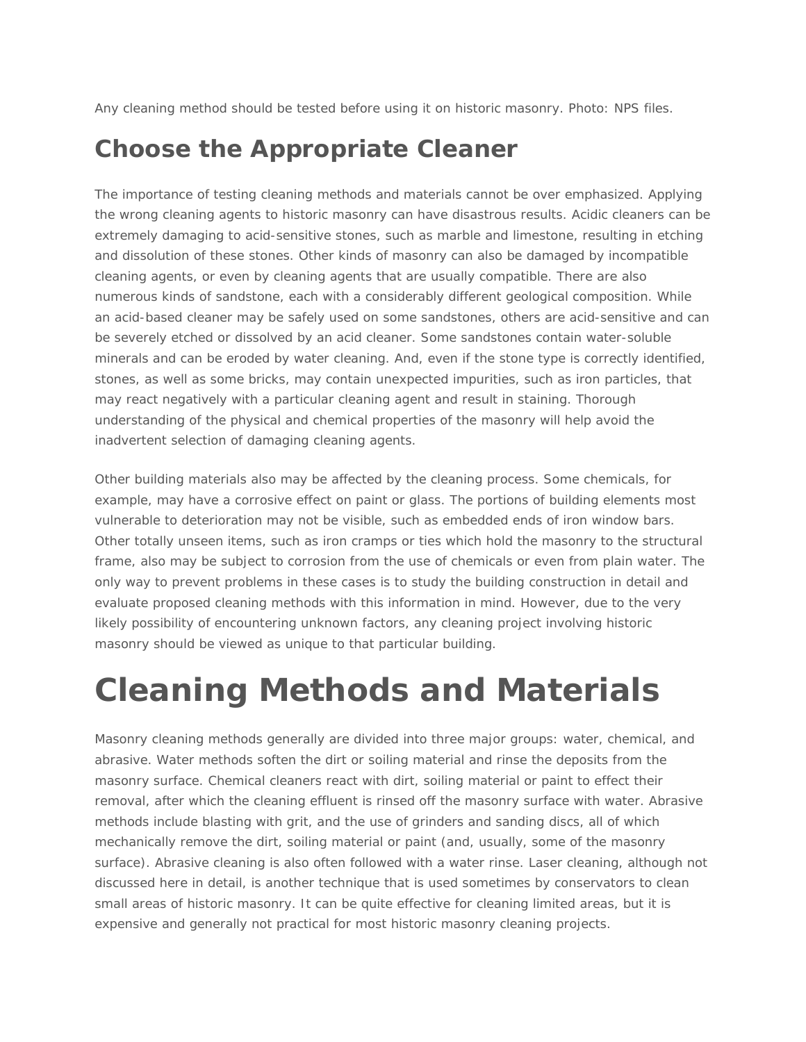Any cleaning method should be tested before using it on historic masonry. Photo: NPS files.

## Choose the Appropriate Cleaner

The importance of testing cleaning methods and materials cannot be over emphasized. Applying the wrong cleaning agents to historic masonry can have disastrous results. Acidic cleaners can be extremely damaging to acid-sensitive stones, such as marble and limestone, resulting in etching and dissolution of these stones. Other kinds of masonry can also be damaged by incompatible cleaning agents, or even by cleaning agents that are usually compatible. There are also numerous kinds of sandstone, each with a considerably different geological composition. While an acid-based cleaner may be safely used on some sandstones, others are acid-sensitive and can be severely etched or dissolved by an acid cleaner. Some sandstones contain water-soluble minerals and can be eroded by water cleaning. And, even if the stone type is correctly identified, stones, as well as some bricks, may contain unexpected impurities, such as iron particles, that may react negatively with a particular cleaning agent and result in staining. Thorough understanding of the physical and chemical properties of the masonry will help avoid the inadvertent selection of damaging cleaning agents.

Other building materials also may be affected by the cleaning process. Some chemicals, for example, may have a corrosive effect on paint or glass. The portions of building elements most vulnerable to deterioration may not be visible, such as embedded ends of iron window bars. Other totally unseen items, such as iron cramps or ties which hold the masonry to the structural frame, also may be subject to corrosion from the use of chemicals or even from plain water. The only way to prevent problems in these cases is to study the building construction in detail and evaluate proposed cleaning methods with this information in mind. However, due to the very likely possibility of encountering unknown factors, any cleaning project involving historic masonry should be viewed as unique to that particular building.

# Cleaning Methods and Materials

Masonry cleaning methods generally are divided into three major groups: water, chemical, and abrasive. Water methods soften the dirt or soiling material and rinse the deposits from the masonry surface. Chemical cleaners react with dirt, soiling material or paint to effect their removal, after which the cleaning effluent is rinsed off the masonry surface with water. Abrasive methods include blasting with grit, and the use of grinders and sanding discs, all of which mechanically remove the dirt, soiling material or paint (and, usually, some of the masonry surface). Abrasive cleaning is also often followed with a water rinse. Laser cleaning, although not discussed here in detail, is another technique that is used sometimes by conservators to clean small areas of historic masonry. It can be quite effective for cleaning limited areas, but it is expensive and generally not practical for most historic masonry cleaning projects.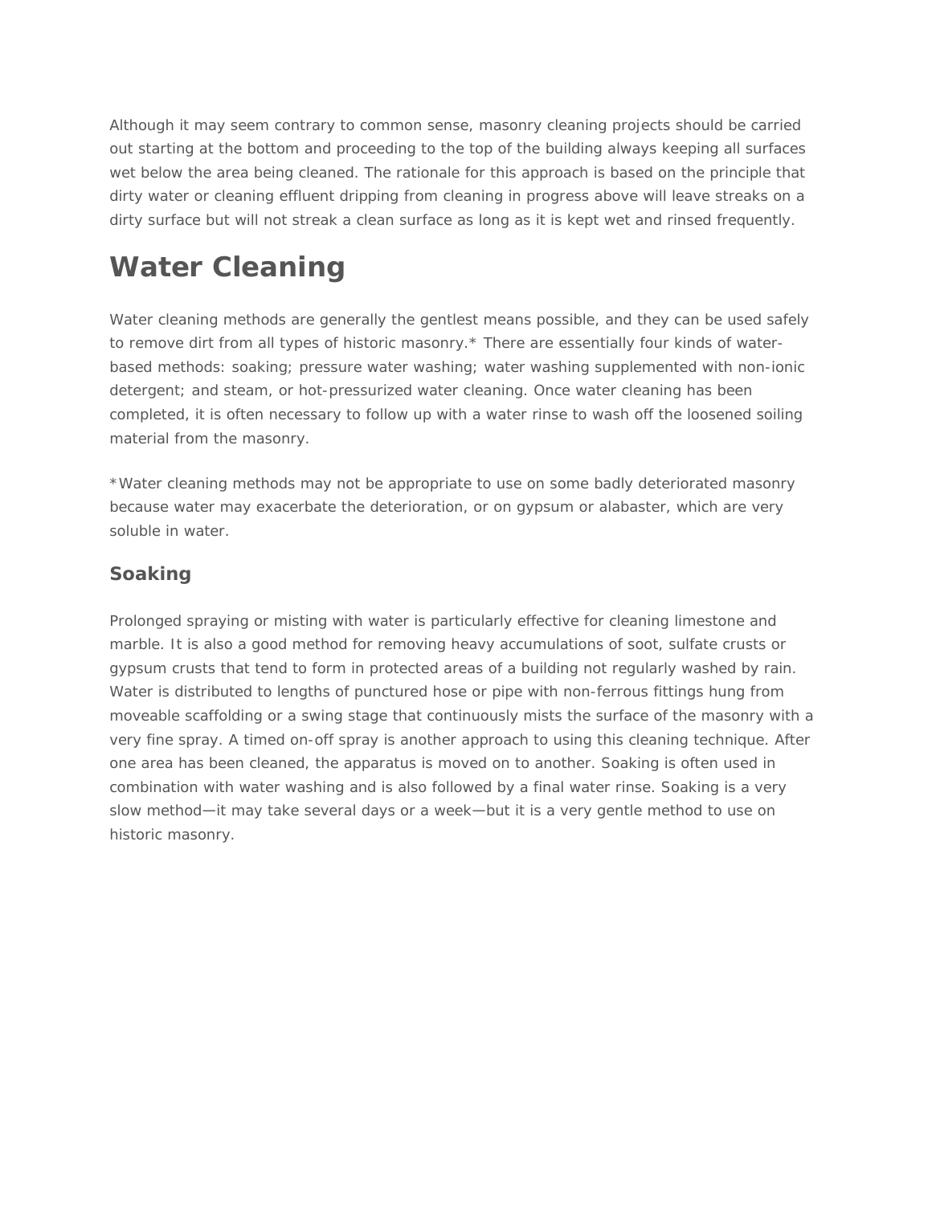Although it may seem contrary to common sense, masonry cleaning projects should be carried out starting at the bottom and proceeding to the top of the building always keeping all surfaces wet below the area being cleaned. The rationale for this approach is based on the principle that dirty water or cleaning effluent dripping from cleaning in progress above will leave streaks on a dirty surface but will not streak a clean surface as long as it is kept wet and rinsed frequently.

# Water Cleaning

Water cleaning methods are generally the gentlest means possible, and they can be used safely to remove dirt from all types of historic masonry.* There are essentially four kinds of water-based methods: soaking; pressure water washing; water washing supplemented with non-ionic detergent; and steam, or hot-pressurized water cleaning. Once water cleaning has been completed, it is often necessary to follow up with a water rinse to wash off the loosened soiling material from the masonry.

*Water cleaning methods may not be appropriate to use on some badly deteriorated masonry because water may exacerbate the deterioration, or on gypsum or alabaster, which are very soluble in water.

## Soaking

Prolonged spraying or misting with water is particularly effective for cleaning limestone and marble. It is also a good method for removing heavy accumulations of soot, sulfate crusts or gypsum crusts that tend to form in protected areas of a building not regularly washed by rain. Water is distributed to lengths of punctured hose or pipe with non-ferrous fittings hung from moveable scaffolding or a swing stage that continuously mists the surface of the masonry with a very fine spray. A timed on-off spray is another approach to using this cleaning technique. After one area has been cleaned, the apparatus is moved on to another. Soaking is often used in combination with water washing and is also followed by a final water rinse. Soaking is a very slow method—it may take several days or a week—but it is a very gentle method to use on historic masonry.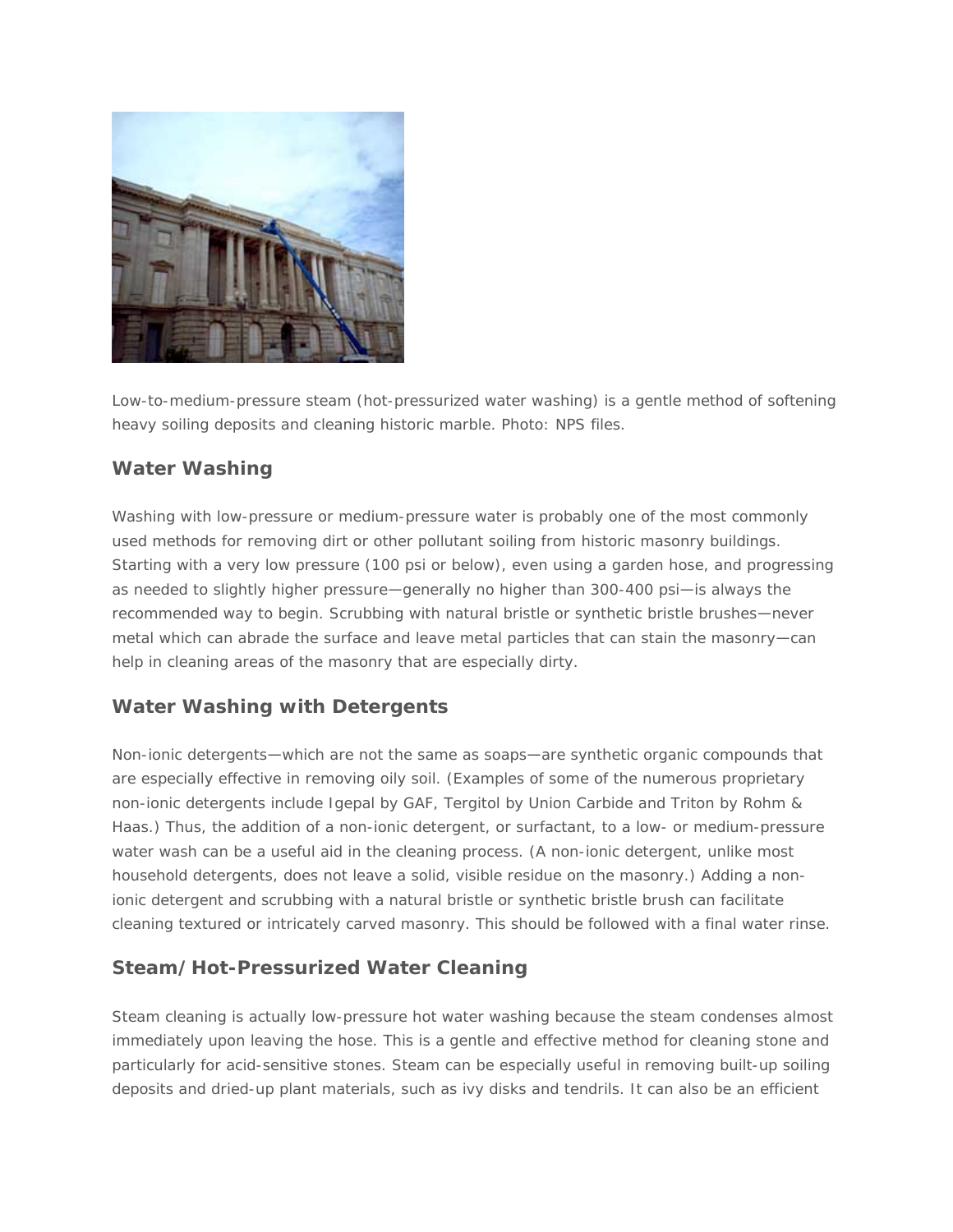Low-to-medium-pressure steam (hot-pressurized water washing) is a gentle method of softening heavy soiling deposits and cleaning historic marble. Photo: NPS files.

### Water Washing

Washing with low-pressure or medium-pressure water is probably one of the most commonly used methods for removing dirt or other pollutant soiling from historic masonry buildings. Starting with a very low pressure (100 psi or below), even using a garden hose, and progressing as needed to slightly higher pressure—generally no higher than 300-400 psi—is always the recommended way to begin. Scrubbing with natural bristle or synthetic bristle brushes—never metal which can abrade the surface and leave metal particles that can stain the masonry—can help in cleaning areas of the masonry that are especially dirty.

### Water Washing with Detergents

Non-ionic detergents—which are not the same as soaps—are synthetic organic compounds that are especially effective in removing oily soil. (Examples of some of the numerous proprietary non-ionic detergents include Igepal by GAF, Tergitol by Union Carbide and Triton by Rohm & Haas.) Thus, the addition of a non-ionic detergent, or surfactant, to a low- or medium-pressure water wash can be a useful aid in the cleaning process. (A non-ionic detergent, unlike most household detergents, does not leave a solid, visible residue on the masonry.) Adding a non-ionic detergent and scrubbing with a natural bristle or synthetic bristle brush can facilitate cleaning textured or intricately carved masonry. This should be followed with a final water rinse.

### Steam/Hot-Pressurized Water Cleaning

Steam cleaning is actually low-pressure hot water washing because the steam condenses almost immediately upon leaving the hose. This is a gentle and effective method for cleaning stone and particularly for acid-sensitive stones. Steam can be especially useful in removing built-up soiling deposits and dried-up plant materials, such as ivy disks and tendrils. It can also be an efficient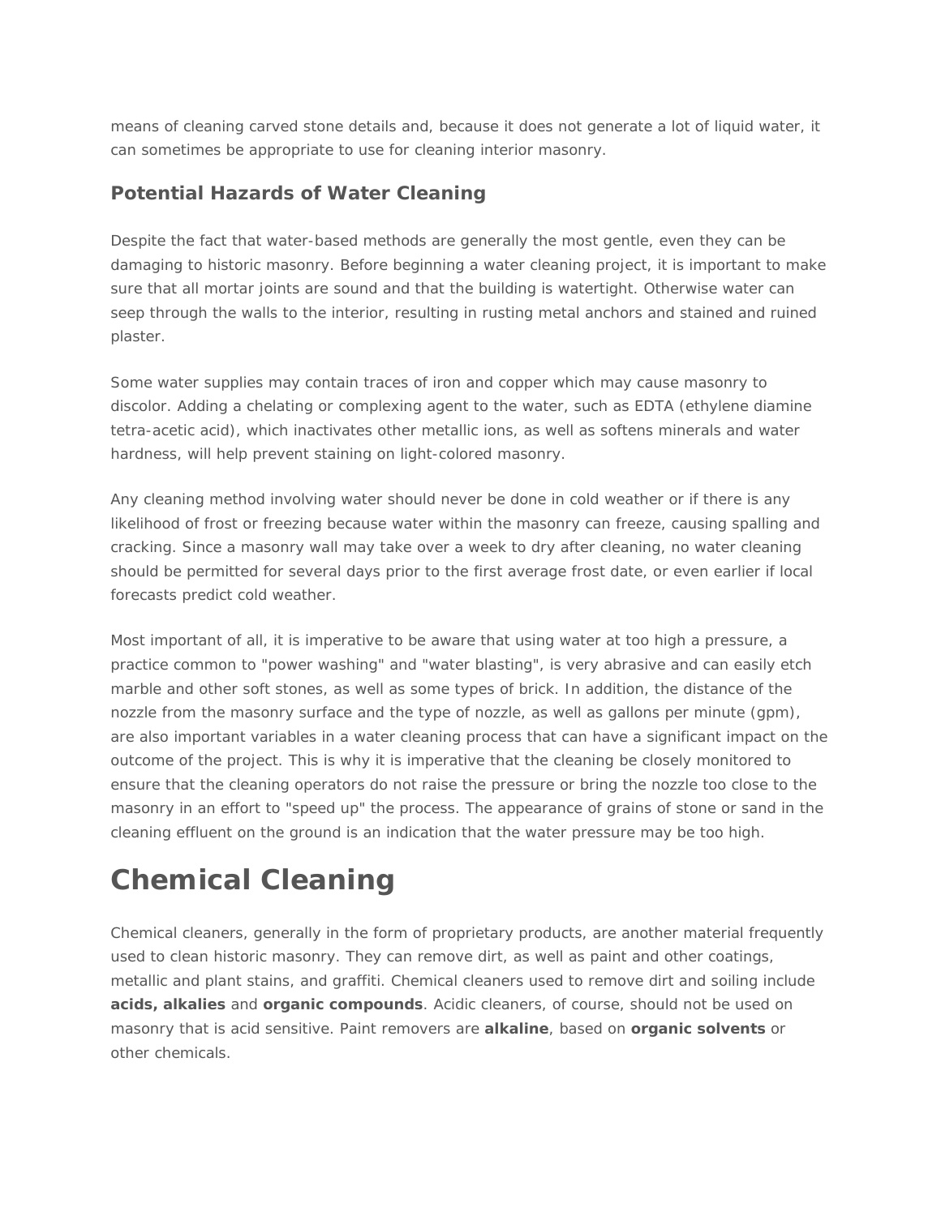means of cleaning carved stone details and, because it does not generate a lot of liquid water, it can sometimes be appropriate to use for cleaning interior masonry.

### Potential Hazards of Water Cleaning

Despite the fact that water-based methods are generally the most gentle, even they can be damaging to historic masonry. Before beginning a water cleaning project, it is important to make sure that all mortar joints are sound and that the building is watertight. Otherwise water can seep through the walls to the interior, resulting in rusting metal anchors and stained and ruined plaster.

Some water supplies may contain traces of iron and copper which may cause masonry to discolor. Adding a chelating or complexing agent to the water, such as EDTA (ethylene diamine tetra-acetic acid), which inactivates other metallic ions, as well as softens minerals and water hardness, will help prevent staining on light-colored masonry.

Any cleaning method involving water should never be done in cold weather or if there is any likelihood of frost or freezing because water within the masonry can freeze, causing spalling and cracking. Since a masonry wall may take over a week to dry after cleaning, no water cleaning should be permitted for several days prior to the first average frost date, or even earlier if local forecasts predict cold weather.

Most important of all, it is imperative to be aware that using water at too high a pressure, a practice common to "power washing" and "water blasting", is very abrasive and can easily etch marble and other soft stones, as well as some types of brick. In addition, the distance of the nozzle from the masonry surface and the type of nozzle, as well as gallons per minute (gpm), are also important variables in a water cleaning process that can have a significant impact on the outcome of the project. This is why it is imperative that the cleaning be closely monitored to ensure that the cleaning operators do not raise the pressure or bring the nozzle too close to the masonry in an effort to "speed up" the process. The appearance of grains of stone or sand in the cleaning effluent on the ground is an indication that the water pressure may be too high.

# Chemical Cleaning

Chemical cleaners, generally in the form of proprietary products, are another material frequently used to clean historic masonry. They can remove dirt, as well as paint and other coatings, metallic and plant stains, and graffiti. Chemical cleaners used to remove dirt and soiling include **acids, alkalies** and **organic compounds**. Acidic cleaners, of course, should not be used on masonry that is acid sensitive. Paint removers are **alkaline**, based on **organic solvents** or other chemicals.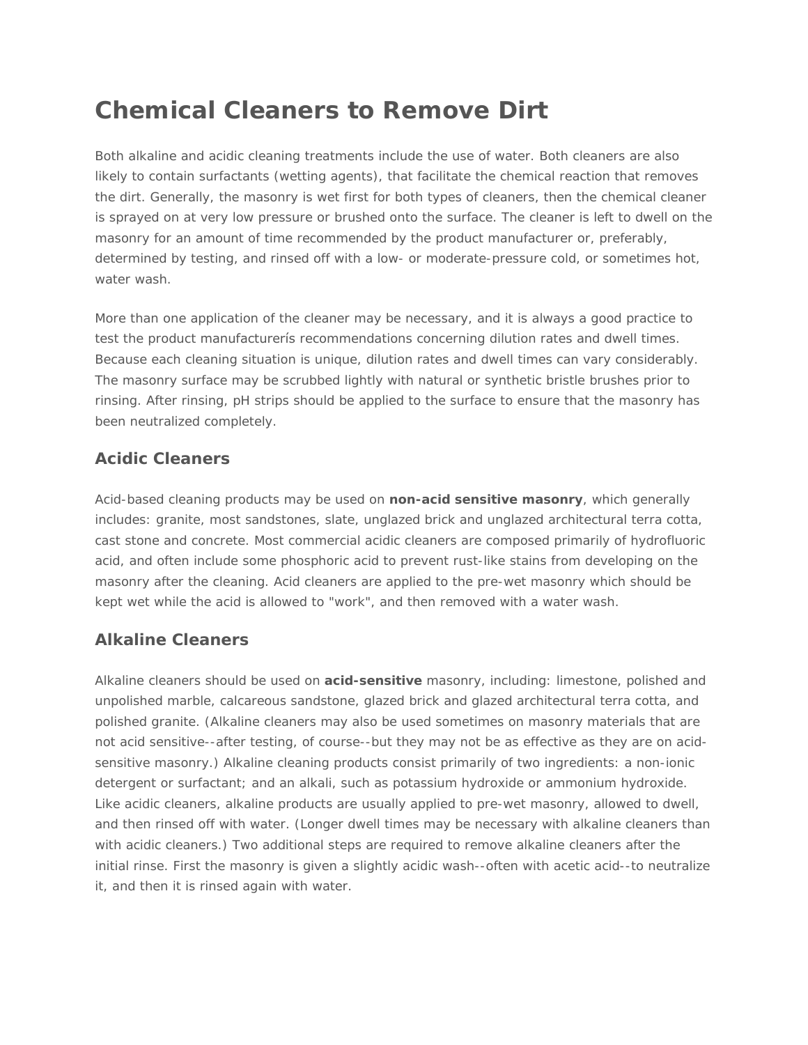# Chemical Cleaners to Remove Dirt

Both alkaline and acidic cleaning treatments include the use of water. Both cleaners are also likely to contain surfactants (wetting agents), that facilitate the chemical reaction that removes the dirt. Generally, the masonry is wet first for both types of cleaners, then the chemical cleaner is sprayed on at very low pressure or brushed onto the surface. The cleaner is left to dwell on the masonry for an amount of time recommended by the product manufacturer or, preferably, determined by testing, and rinsed off with a low- or moderate-pressure cold, or sometimes hot, water wash.

More than one application of the cleaner may be necessary, and it is always a good practice to test the product manufacturerís recommendations concerning dilution rates and dwell times. Because each cleaning situation is unique, dilution rates and dwell times can vary considerably. The masonry surface may be scrubbed lightly with natural or synthetic bristle brushes prior to rinsing. After rinsing, pH strips should be applied to the surface to ensure that the masonry has been neutralized completely.

## Acidic Cleaners

Acid-based cleaning products may be used on **non-acid sensitive masonry**, which generally includes: granite, most sandstones, slate, unglazed brick and unglazed architectural terra cotta, cast stone and concrete. Most commercial acidic cleaners are composed primarily of hydrofluoric acid, and often include some phosphoric acid to prevent rust-like stains from developing on the masonry after the cleaning. Acid cleaners are applied to the pre-wet masonry which should be kept wet while the acid is allowed to "work", and then removed with a water wash.

## Alkaline Cleaners

Alkaline cleaners should be used on **acid-sensitive** masonry, including: limestone, polished and unpolished marble, calcareous sandstone, glazed brick and glazed architectural terra cotta, and polished granite. (Alkaline cleaners may also be used sometimes on masonry materials that are not acid sensitive--after testing, of course--but they may not be as effective as they are on acid-sensitive masonry.) Alkaline cleaning products consist primarily of two ingredients: a non-ionic detergent or surfactant; and an alkali, such as potassium hydroxide or ammonium hydroxide. Like acidic cleaners, alkaline products are usually applied to pre-wet masonry, allowed to dwell, and then rinsed off with water. (Longer dwell times may be necessary with alkaline cleaners than with acidic cleaners.) Two additional steps are required to remove alkaline cleaners after the initial rinse. First the masonry is given a slightly acidic wash--often with acetic acid--to neutralize it, and then it is rinsed again with water.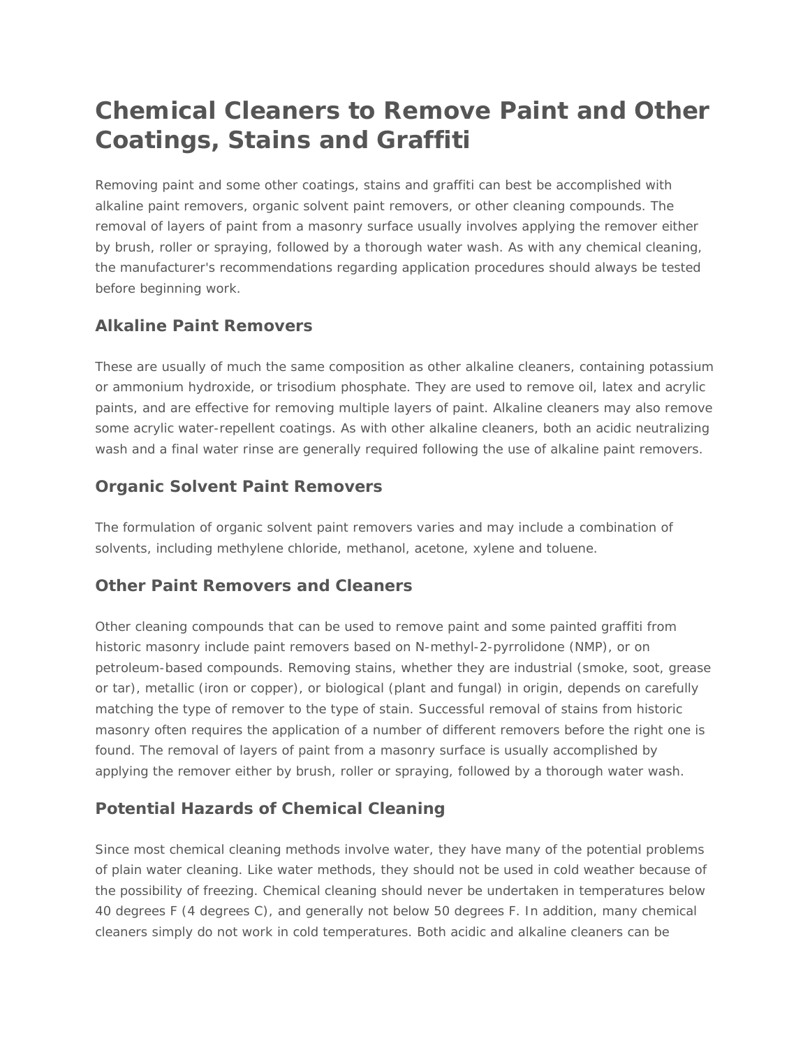# Chemical Cleaners to Remove Paint and Other Coatings, Stains and Graffiti

Removing paint and some other coatings, stains and graffiti can best be accomplished with alkaline paint removers, organic solvent paint removers, or other cleaning compounds. The removal of layers of paint from a masonry surface usually involves applying the remover either by brush, roller or spraying, followed by a thorough water wash. As with any chemical cleaning, the manufacturer's recommendations regarding application procedures should always be tested before beginning work.

## Alkaline Paint Removers

These are usually of much the same composition as other alkaline cleaners, containing potassium or ammonium hydroxide, or trisodium phosphate. They are used to remove oil, latex and acrylic paints, and are effective for removing multiple layers of paint. Alkaline cleaners may also remove some acrylic water-repellent coatings. As with other alkaline cleaners, both an acidic neutralizing wash and a final water rinse are generally required following the use of alkaline paint removers.

## Organic Solvent Paint Removers

The formulation of organic solvent paint removers varies and may include a combination of solvents, including methylene chloride, methanol, acetone, xylene and toluene.

## Other Paint Removers and Cleaners

Other cleaning compounds that can be used to remove paint and some painted graffiti from historic masonry include paint removers based on N-methyl-2-pyrrolidone (NMP), or on petroleum-based compounds. Removing stains, whether they are industrial (smoke, soot, grease or tar), metallic (iron or copper), or biological (plant and fungal) in origin, depends on carefully matching the type of remover to the type of stain. Successful removal of stains from historic masonry often requires the application of a number of different removers before the right one is found. The removal of layers of paint from a masonry surface is usually accomplished by applying the remover either by brush, roller or spraying, followed by a thorough water wash.

## Potential Hazards of Chemical Cleaning

Since most chemical cleaning methods involve water, they have many of the potential problems of plain water cleaning. Like water methods, they should not be used in cold weather because of the possibility of freezing. Chemical cleaning should never be undertaken in temperatures below 40 degrees F (4 degrees C), and generally not below 50 degrees F. In addition, many chemical cleaners simply do not work in cold temperatures. Both acidic and alkaline cleaners can be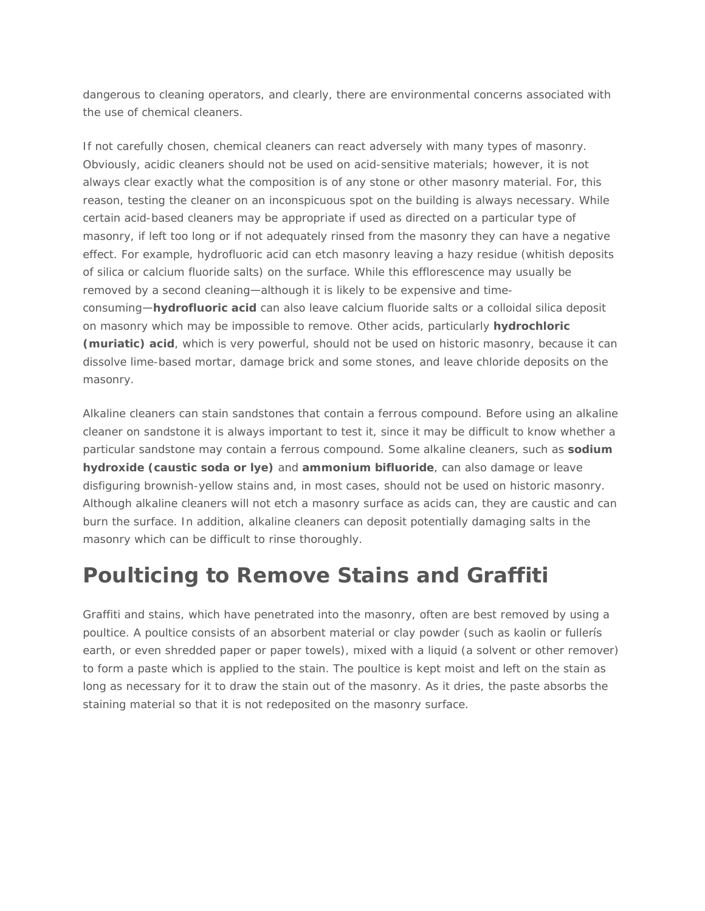dangerous to cleaning operators, and clearly, there are environmental concerns associated with the use of chemical cleaners.

If not carefully chosen, chemical cleaners can react adversely with many types of masonry. Obviously, acidic cleaners should not be used on acid-sensitive materials; however, it is not always clear exactly what the composition is of any stone or other masonry material. For, this reason, testing the cleaner on an inconspicuous spot on the building is always necessary. While certain acid-based cleaners may be appropriate if used as directed on a particular type of masonry, if left too long or if not adequately rinsed from the masonry they can have a negative effect. For example, hydrofluoric acid can etch masonry leaving a hazy residue (whitish deposits of silica or calcium fluoride salts) on the surface. While this efflorescence may usually be removed by a second cleaning—although it is likely to be expensive and time-consuming—**hydrofluoric acid** can also leave calcium fluoride salts or a colloidal silica deposit on masonry which may be impossible to remove. Other acids, particularly **hydrochloric (muriatic) acid**, which is very powerful, should not be used on historic masonry, because it can dissolve lime-based mortar, damage brick and some stones, and leave chloride deposits on the masonry.

Alkaline cleaners can stain sandstones that contain a ferrous compound. Before using an alkaline cleaner on sandstone it is always important to test it, since it may be difficult to know whether a particular sandstone may contain a ferrous compound. Some alkaline cleaners, such as **sodium hydroxide (caustic soda or lye)** and **ammonium bifluoride**, can also damage or leave disfiguring brownish-yellow stains and, in most cases, should not be used on historic masonry. Although alkaline cleaners will not etch a masonry surface as acids can, they are caustic and can burn the surface. In addition, alkaline cleaners can deposit potentially damaging salts in the masonry which can be difficult to rinse thoroughly.

## Poulticing to Remove Stains and Graffiti

Graffiti and stains, which have penetrated into the masonry, often are best removed by using a poultice. A poultice consists of an absorbent material or clay powder (such as kaolin or fullerís earth, or even shredded paper or paper towels), mixed with a liquid (a solvent or other remover) to form a paste which is applied to the stain. The poultice is kept moist and left on the stain as long as necessary for it to draw the stain out of the masonry. As it dries, the paste absorbs the staining material so that it is not redeposited on the masonry surface.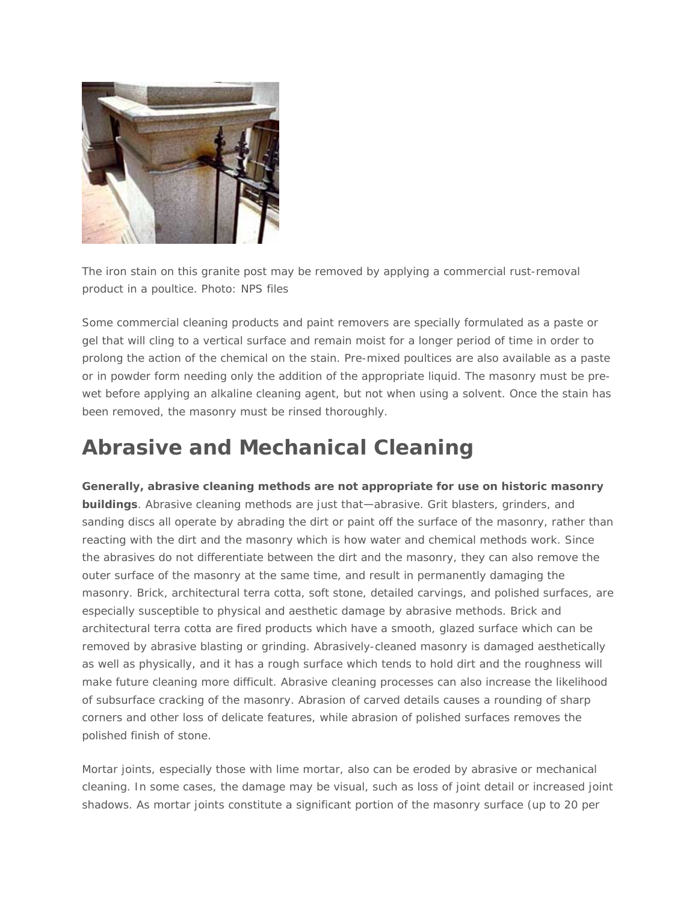The iron stain on this granite post may be removed by applying a commercial rust-removal product in a poultice. Photo: NPS files

Some commercial cleaning products and paint removers are specially formulated as a paste or gel that will cling to a vertical surface and remain moist for a longer period of time in order to prolong the action of the chemical on the stain. Pre-mixed poultices are also available as a paste or in powder form needing only the addition of the appropriate liquid. The masonry must be pre-wet before applying an alkaline cleaning agent, but not when using a solvent. Once the stain has been removed, the masonry must be rinsed thoroughly.

# Abrasive and Mechanical Cleaning

**Generally, abrasive cleaning methods are not appropriate for use on historic masonry buildings**. Abrasive cleaning methods are just that—abrasive. Grit blasters, grinders, and sanding discs all operate by abrading the dirt or paint off the surface of the masonry, rather than reacting with the dirt and the masonry which is how water and chemical methods work. Since the abrasives do not differentiate between the dirt and the masonry, they can also remove the outer surface of the masonry at the same time, and result in permanently damaging the masonry. Brick, architectural terra cotta, soft stone, detailed carvings, and polished surfaces, are especially susceptible to physical and aesthetic damage by abrasive methods. Brick and architectural terra cotta are fired products which have a smooth, glazed surface which can be removed by abrasive blasting or grinding. Abrasively-cleaned masonry is damaged aesthetically as well as physically, and it has a rough surface which tends to hold dirt and the roughness will make future cleaning more difficult. Abrasive cleaning processes can also increase the likelihood of subsurface cracking of the masonry. Abrasion of carved details causes a rounding of sharp corners and other loss of delicate features, while abrasion of polished surfaces removes the polished finish of stone.

Mortar joints, especially those with lime mortar, also can be eroded by abrasive or mechanical cleaning. In some cases, the damage may be visual, such as loss of joint detail or increased joint shadows. As mortar joints constitute a significant portion of the masonry surface (up to 20 per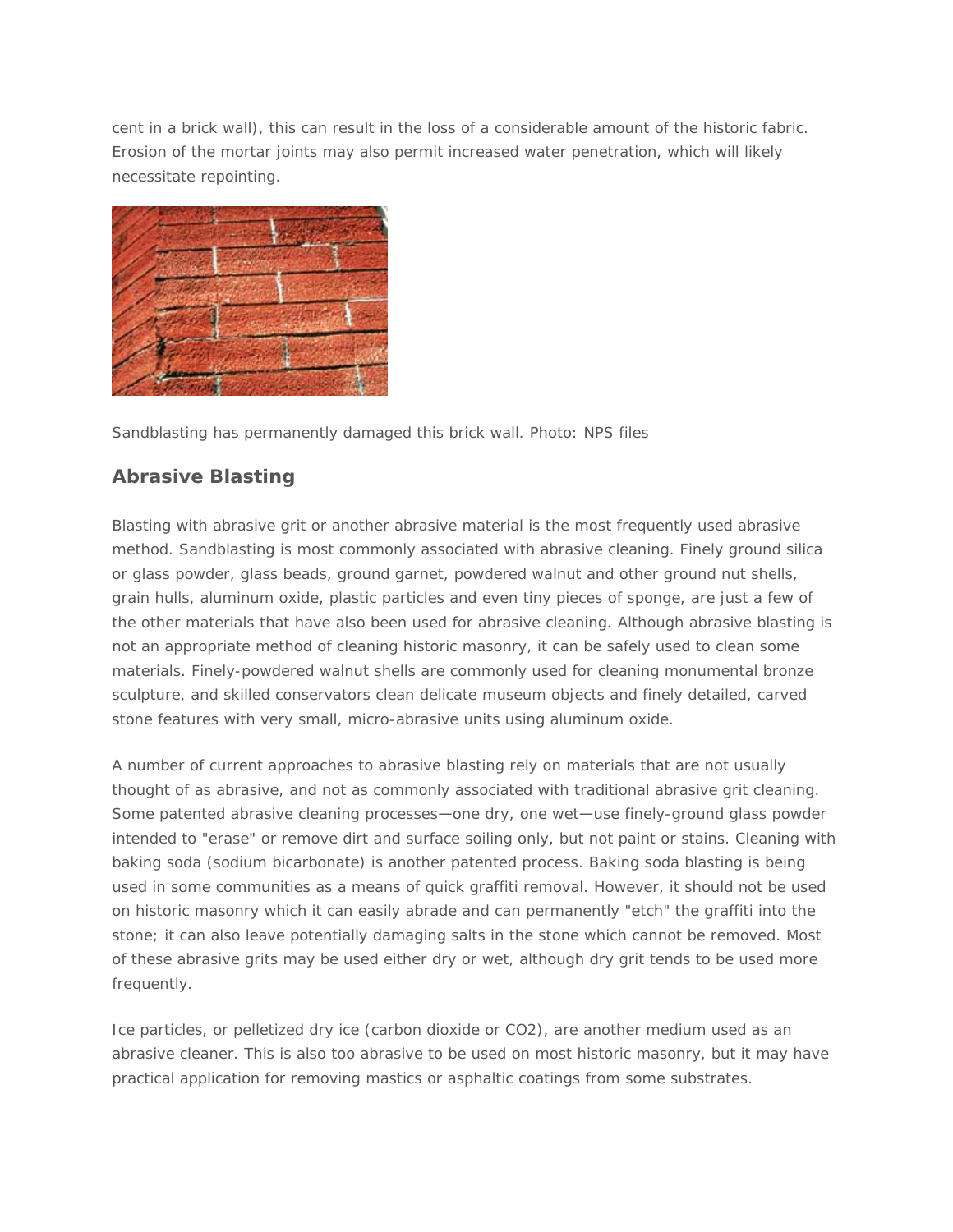cent in a brick wall), this can result in the loss of a considerable amount of the historic fabric. Erosion of the mortar joints may also permit increased water penetration, which will likely necessitate repointing.

Sandblasting has permanently damaged this brick wall. Photo: NPS files

## Abrasive Blasting

Blasting with abrasive grit or another abrasive material is the most frequently used abrasive method. Sandblasting is most commonly associated with abrasive cleaning. Finely ground silica or glass powder, glass beads, ground garnet, powdered walnut and other ground nut shells, grain hulls, aluminum oxide, plastic particles and even tiny pieces of sponge, are just a few of the other materials that have also been used for abrasive cleaning. Although abrasive blasting is not an appropriate method of cleaning historic masonry, it can be safely used to clean some materials. Finely-powdered walnut shells are commonly used for cleaning monumental bronze sculpture, and skilled conservators clean delicate museum objects and finely detailed, carved stone features with very small, micro-abrasive units using aluminum oxide.

A number of current approaches to abrasive blasting rely on materials that are not usually thought of as abrasive, and not as commonly associated with traditional abrasive grit cleaning. Some patented abrasive cleaning processes—one dry, one wet—use finely-ground glass powder intended to "erase" or remove dirt and surface soiling only, but not paint or stains. Cleaning with baking soda (sodium bicarbonate) is another patented process. Baking soda blasting is being used in some communities as a means of quick graffiti removal. However, it should not be used on historic masonry which it can easily abrade and can permanently "etch" the graffiti into the stone; it can also leave potentially damaging salts in the stone which cannot be removed. Most of these abrasive grits may be used either dry or wet, although dry grit tends to be used more frequently.

Ice particles, or pelletized dry ice (carbon dioxide or $CO_2$), are another medium used as an abrasive cleaner. This is also too abrasive to be used on most historic masonry, but it may have practical application for removing mastics or asphaltic coatings from some substrates.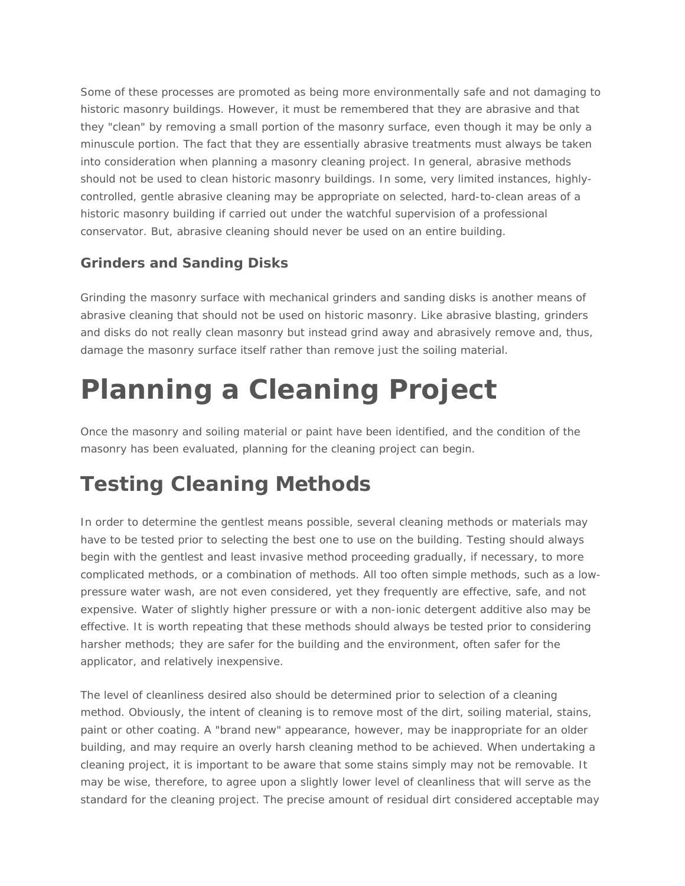Some of these processes are promoted as being more environmentally safe and not damaging to historic masonry buildings. However, it must be remembered that they are abrasive and that they "clean" by removing a small portion of the masonry surface, even though it may be only a minuscule portion. The fact that they are essentially abrasive treatments must always be taken into consideration when planning a masonry cleaning project. In general, abrasive methods should not be used to clean historic masonry buildings. In some, very limited instances, highly-controlled, gentle abrasive cleaning may be appropriate on selected, hard-to-clean areas of a historic masonry building if carried out under the watchful supervision of a professional conservator. But, abrasive cleaning should never be used on an entire building.

### Grinders and Sanding Disks

Grinding the masonry surface with mechanical grinders and sanding disks is another means of abrasive cleaning that should not be used on historic masonry. Like abrasive blasting, grinders and disks do not really clean masonry but instead grind away and abrasively remove and, thus, damage the masonry surface itself rather than remove just the soiling material.

# Planning a Cleaning Project

Once the masonry and soiling material or paint have been identified, and the condition of the masonry has been evaluated, planning for the cleaning project can begin.

## Testing Cleaning Methods

In order to determine the gentlest means possible, several cleaning methods or materials may have to be tested prior to selecting the best one to use on the building. Testing should always begin with the gentlest and least invasive method proceeding gradually, if necessary, to more complicated methods, or a combination of methods. All too often simple methods, such as a low-pressure water wash, are not even considered, yet they frequently are effective, safe, and not expensive. Water of slightly higher pressure or with a non-ionic detergent additive also may be effective. It is worth repeating that these methods should always be tested prior to considering harsher methods; they are safer for the building and the environment, often safer for the applicator, and relatively inexpensive.

The level of cleanliness desired also should be determined prior to selection of a cleaning method. Obviously, the intent of cleaning is to remove most of the dirt, soiling material, stains, paint or other coating. A "brand new" appearance, however, may be inappropriate for an older building, and may require an overly harsh cleaning method to be achieved. When undertaking a cleaning project, it is important to be aware that some stains simply may not be removable. It may be wise, therefore, to agree upon a slightly lower level of cleanliness that will serve as the standard for the cleaning project. The precise amount of residual dirt considered acceptable may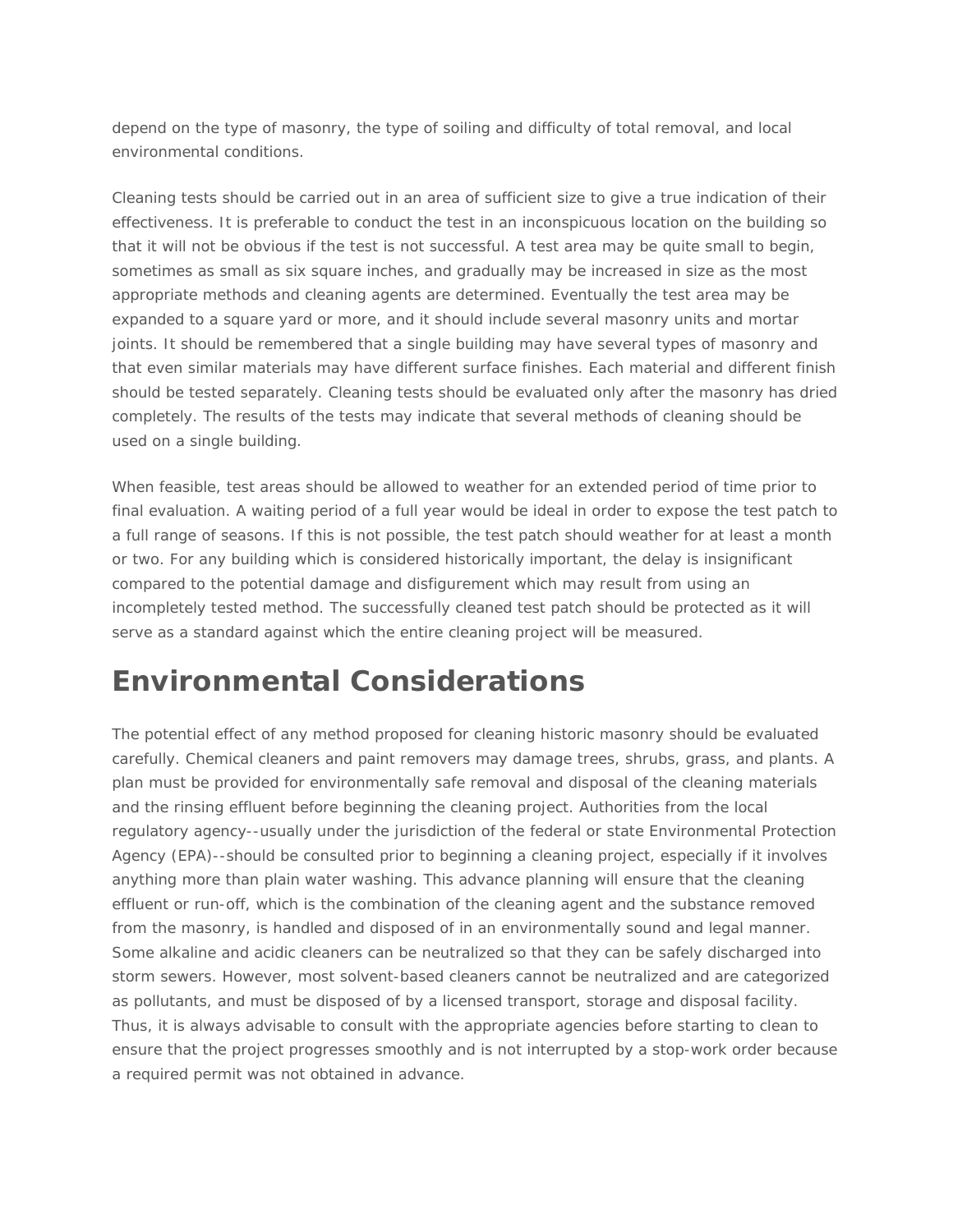depend on the type of masonry, the type of soiling and difficulty of total removal, and local environmental conditions.

Cleaning tests should be carried out in an area of sufficient size to give a true indication of their effectiveness. It is preferable to conduct the test in an inconspicuous location on the building so that it will not be obvious if the test is not successful. A test area may be quite small to begin, sometimes as small as six square inches, and gradually may be increased in size as the most appropriate methods and cleaning agents are determined. Eventually the test area may be expanded to a square yard or more, and it should include several masonry units and mortar joints. It should be remembered that a single building may have several types of masonry and that even similar materials may have different surface finishes. Each material and different finish should be tested separately. Cleaning tests should be evaluated only after the masonry has dried completely. The results of the tests may indicate that several methods of cleaning should be used on a single building.

When feasible, test areas should be allowed to weather for an extended period of time prior to final evaluation. A waiting period of a full year would be ideal in order to expose the test patch to a full range of seasons. If this is not possible, the test patch should weather for at least a month or two. For any building which is considered historically important, the delay is insignificant compared to the potential damage and disfigurement which may result from using an incompletely tested method. The successfully cleaned test patch should be protected as it will serve as a standard against which the entire cleaning project will be measured.

# Environmental Considerations

The potential effect of any method proposed for cleaning historic masonry should be evaluated carefully. Chemical cleaners and paint removers may damage trees, shrubs, grass, and plants. A plan must be provided for environmentally safe removal and disposal of the cleaning materials and the rinsing effluent before beginning the cleaning project. Authorities from the local regulatory agency--usually under the jurisdiction of the federal or state Environmental Protection Agency (EPA)--should be consulted prior to beginning a cleaning project, especially if it involves anything more than plain water washing. This advance planning will ensure that the cleaning effluent or run-off, which is the combination of the cleaning agent and the substance removed from the masonry, is handled and disposed of in an environmentally sound and legal manner. Some alkaline and acidic cleaners can be neutralized so that they can be safely discharged into storm sewers. However, most solvent-based cleaners cannot be neutralized and are categorized as pollutants, and must be disposed of by a licensed transport, storage and disposal facility. Thus, it is always advisable to consult with the appropriate agencies before starting to clean to ensure that the project progresses smoothly and is not interrupted by a stop-work order because a required permit was not obtained in advance.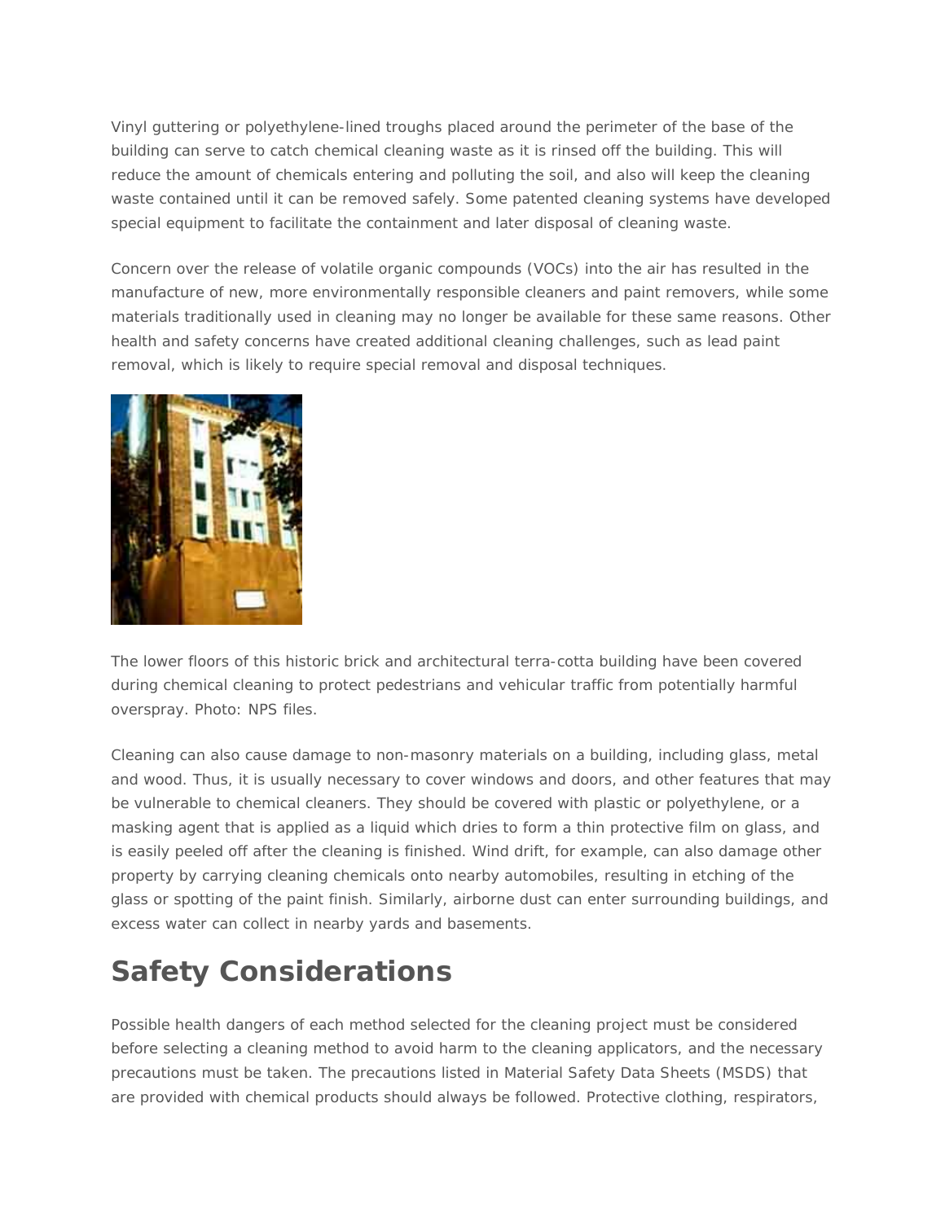Vinyl guttering or polyethylene-lined troughs placed around the perimeter of the base of the building can serve to catch chemical cleaning waste as it is rinsed off the building. This will reduce the amount of chemicals entering and polluting the soil, and also will keep the cleaning waste contained until it can be removed safely. Some patented cleaning systems have developed special equipment to facilitate the containment and later disposal of cleaning waste.

Concern over the release of volatile organic compounds (VOCs) into the air has resulted in the manufacture of new, more environmentally responsible cleaners and paint removers, while some materials traditionally used in cleaning may no longer be available for these same reasons. Other health and safety concerns have created additional cleaning challenges, such as lead paint removal, which is likely to require special removal and disposal techniques.

The lower floors of this historic brick and architectural terra-cotta building have been covered during chemical cleaning to protect pedestrians and vehicular traffic from potentially harmful overspray. Photo: NPS files.

Cleaning can also cause damage to non-masonry materials on a building, including glass, metal and wood. Thus, it is usually necessary to cover windows and doors, and other features that may be vulnerable to chemical cleaners. They should be covered with plastic or polyethylene, or a masking agent that is applied as a liquid which dries to form a thin protective film on glass, and is easily peeled off after the cleaning is finished. Wind drift, for example, can also damage other property by carrying cleaning chemicals onto nearby automobiles, resulting in etching of the glass or spotting of the paint finish. Similarly, airborne dust can enter surrounding buildings, and excess water can collect in nearby yards and basements.

## Safety Considerations

Possible health dangers of each method selected for the cleaning project must be considered before selecting a cleaning method to avoid harm to the cleaning applicators, and the necessary precautions must be taken. The precautions listed in Material Safety Data Sheets (MSDS) that are provided with chemical products should always be followed. Protective clothing, respirators,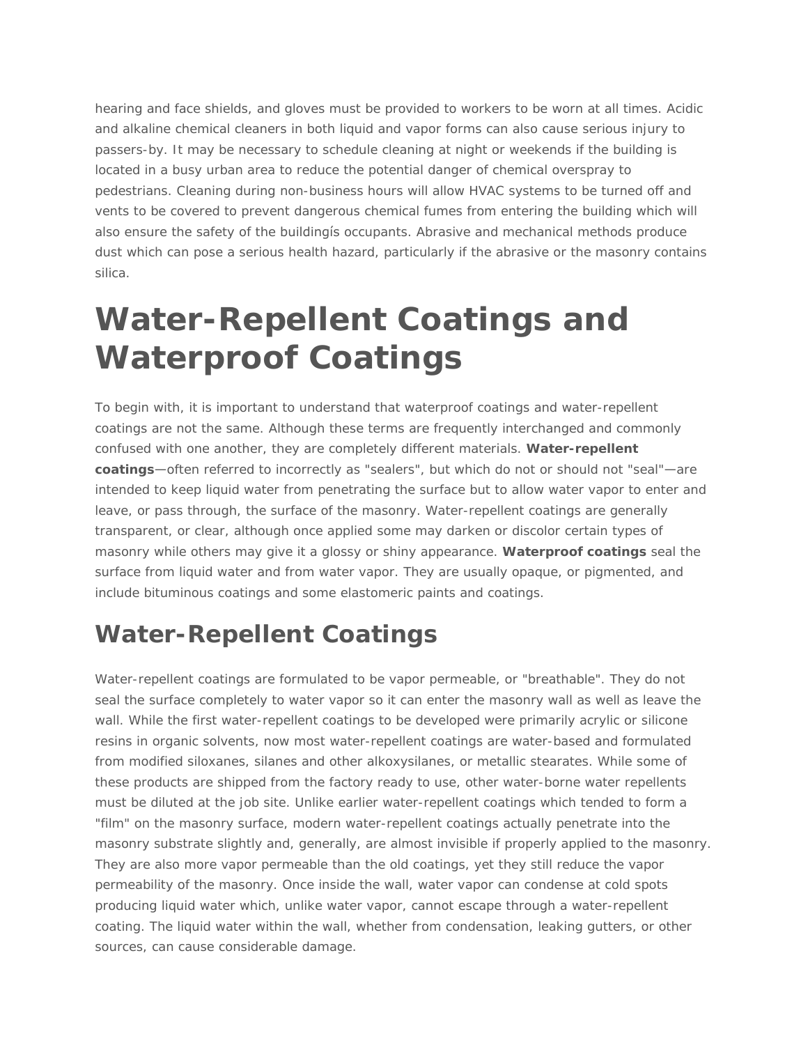hearing and face shields, and gloves must be provided to workers to be worn at all times. Acidic and alkaline chemical cleaners in both liquid and vapor forms can also cause serious injury to passers-by. It may be necessary to schedule cleaning at night or weekends if the building is located in a busy urban area to reduce the potential danger of chemical overspray to pedestrians. Cleaning during non-business hours will allow HVAC systems to be turned off and vents to be covered to prevent dangerous chemical fumes from entering the building which will also ensure the safety of the buildingís occupants. Abrasive and mechanical methods produce dust which can pose a serious health hazard, particularly if the abrasive or the masonry contains silica.

# Water-Repellent Coatings and Waterproof Coatings

To begin with, it is important to understand that waterproof coatings and water-repellent coatings are not the same. Although these terms are frequently interchanged and commonly confused with one another, they are completely different materials. **Water-repellent coatings**—often referred to incorrectly as "sealers", but which do not or should not "seal"—are intended to keep liquid water from penetrating the surface but to allow water vapor to enter and leave, or pass through, the surface of the masonry. Water-repellent coatings are generally transparent, or clear, although once applied some may darken or discolor certain types of masonry while others may give it a glossy or shiny appearance. **Waterproof coatings** seal the surface from liquid water and from water vapor. They are usually opaque, or pigmented, and include bituminous coatings and some elastomeric paints and coatings.

## Water-Repellent Coatings

Water-repellent coatings are formulated to be vapor permeable, or "breathable". They do not seal the surface completely to water vapor so it can enter the masonry wall as well as leave the wall. While the first water-repellent coatings to be developed were primarily acrylic or silicone resins in organic solvents, now most water-repellent coatings are water-based and formulated from modified siloxanes, silanes and other alkoxysilanes, or metallic stearates. While some of these products are shipped from the factory ready to use, other water-borne water repellents must be diluted at the job site. Unlike earlier water-repellent coatings which tended to form a "film" on the masonry surface, modern water-repellent coatings actually penetrate into the masonry substrate slightly and, generally, are almost invisible if properly applied to the masonry. They are also more vapor permeable than the old coatings, yet they still reduce the vapor permeability of the masonry. Once inside the wall, water vapor can condense at cold spots producing liquid water which, unlike water vapor, cannot escape through a water-repellent coating. The liquid water within the wall, whether from condensation, leaking gutters, or other sources, can cause considerable damage.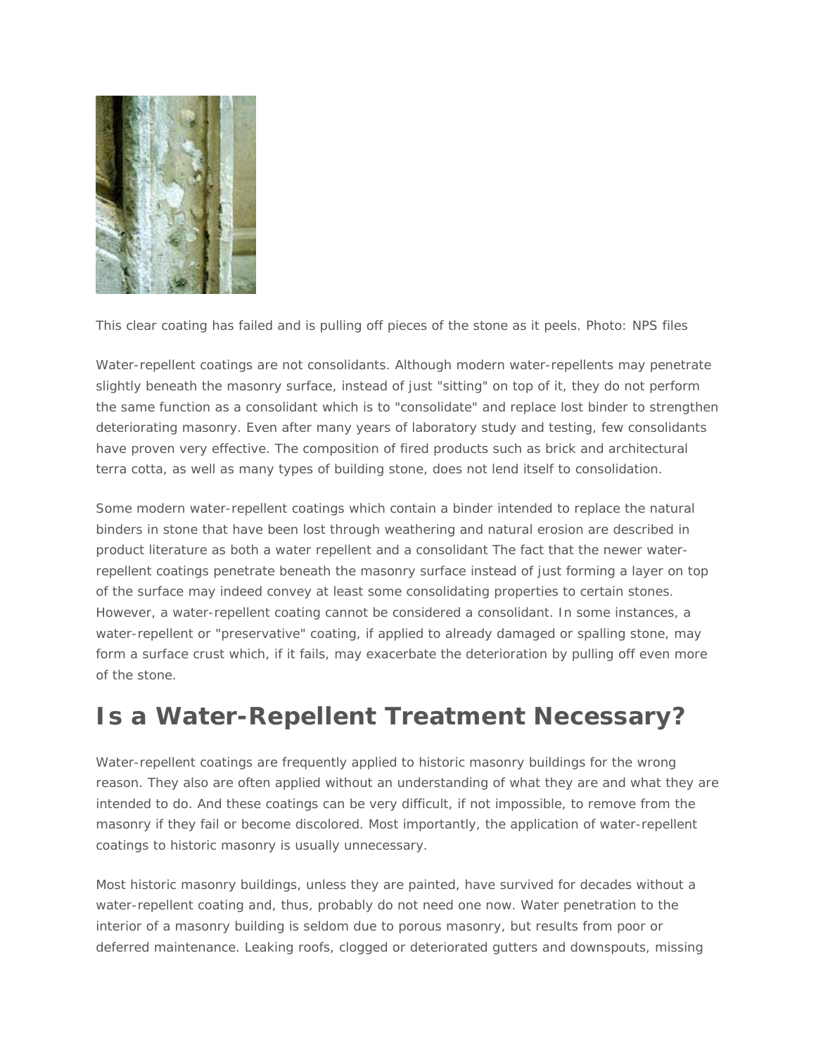This clear coating has failed and is pulling off pieces of the stone as it peels. Photo: NPS files

Water-repellent coatings are not consolidants. Although modern water-repellents may penetrate slightly beneath the masonry surface, instead of just "sitting" on top of it, they do not perform the same function as a consolidant which is to "consolidate" and replace lost binder to strengthen deteriorating masonry. Even after many years of laboratory study and testing, few consolidants have proven very effective. The composition of fired products such as brick and architectural terra cotta, as well as many types of building stone, does not lend itself to consolidation.

Some modern water-repellent coatings which contain a binder intended to replace the natural binders in stone that have been lost through weathering and natural erosion are described in product literature as both a water repellent and a consolidant The fact that the newer water-repellent coatings penetrate beneath the masonry surface instead of just forming a layer on top of the surface may indeed convey at least some consolidating properties to certain stones. However, a water-repellent coating cannot be considered a consolidant. In some instances, a water-repellent or "preservative" coating, if applied to already damaged or spalling stone, may form a surface crust which, if it fails, may exacerbate the deterioration by pulling off even more of the stone.

# Is a Water-Repellent Treatment Necessary?

Water-repellent coatings are frequently applied to historic masonry buildings for the wrong reason. They also are often applied without an understanding of what they are and what they are intended to do. And these coatings can be very difficult, if not impossible, to remove from the masonry if they fail or become discolored. Most importantly, the application of water-repellent coatings to historic masonry is usually unnecessary.

Most historic masonry buildings, unless they are painted, have survived for decades without a water-repellent coating and, thus, probably do not need one now. Water penetration to the interior of a masonry building is seldom due to porous masonry, but results from poor or deferred maintenance. Leaking roofs, clogged or deteriorated gutters and downspouts, missing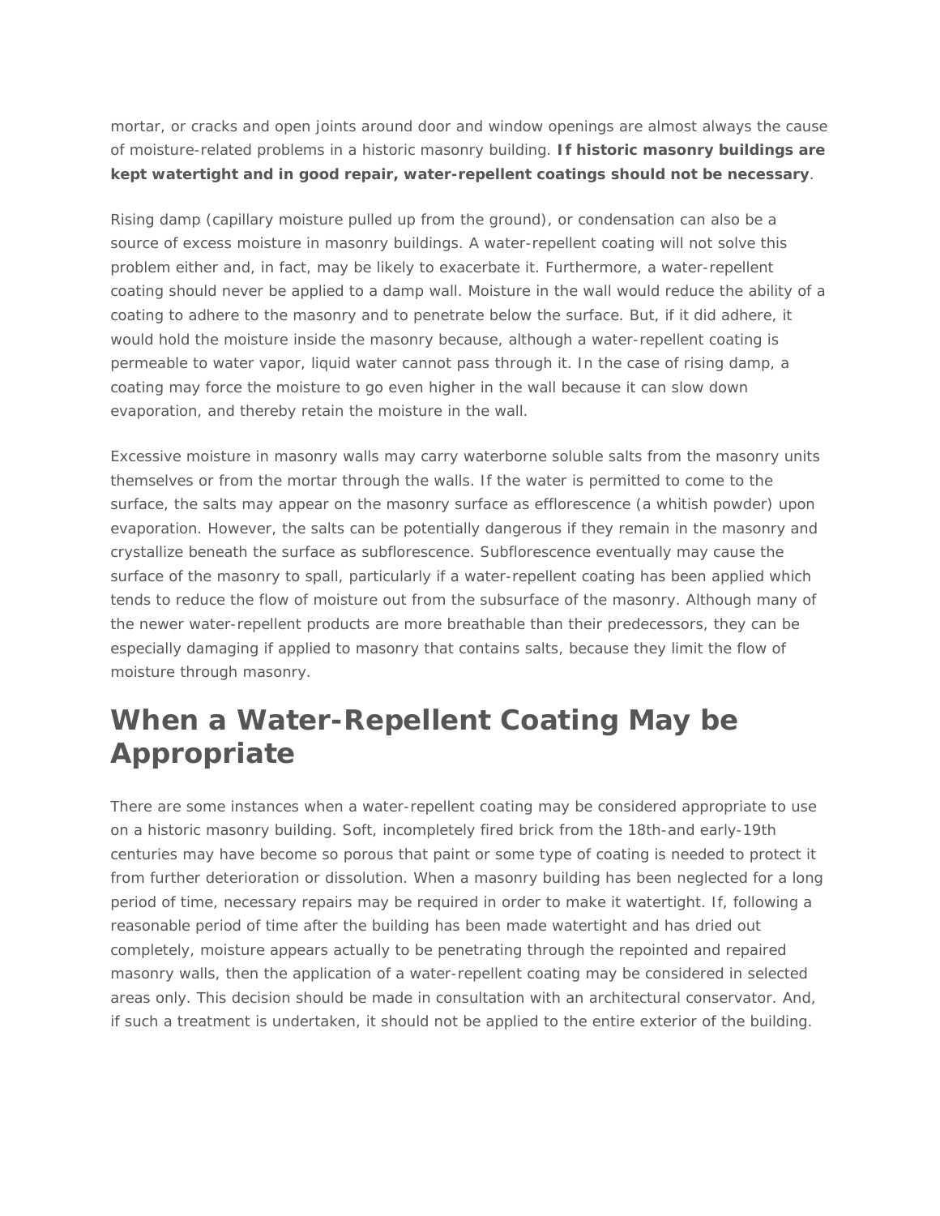mortar, or cracks and open joints around door and window openings are almost always the cause of moisture-related problems in a historic masonry building. **If historic masonry buildings are kept watertight and in good repair, water-repellent coatings should not be necessary**.

Rising damp (capillary moisture pulled up from the ground), or condensation can also be a source of excess moisture in masonry buildings. A water-repellent coating will not solve this problem either and, in fact, may be likely to exacerbate it. Furthermore, a water-repellent coating should never be applied to a damp wall. Moisture in the wall would reduce the ability of a coating to adhere to the masonry and to penetrate below the surface. But, if it did adhere, it would hold the moisture inside the masonry because, although a water-repellent coating is permeable to water vapor, liquid water cannot pass through it. In the case of rising damp, a coating may force the moisture to go even higher in the wall because it can slow down evaporation, and thereby retain the moisture in the wall.

Excessive moisture in masonry walls may carry waterborne soluble salts from the masonry units themselves or from the mortar through the walls. If the water is permitted to come to the surface, the salts may appear on the masonry surface as efflorescence (a whitish powder) upon evaporation. However, the salts can be potentially dangerous if they remain in the masonry and crystallize beneath the surface as subflorescence. Subflorescence eventually may cause the surface of the masonry to spall, particularly if a water-repellent coating has been applied which tends to reduce the flow of moisture out from the subsurface of the masonry. Although many of the newer water-repellent products are more breathable than their predecessors, they can be especially damaging if applied to masonry that contains salts, because they limit the flow of moisture through masonry.

## When a Water-Repellent Coating May be Appropriate

There are some instances when a water-repellent coating may be considered appropriate to use on a historic masonry building. Soft, incompletely fired brick from the 18th-and early-19th centuries may have become so porous that paint or some type of coating is needed to protect it from further deterioration or dissolution. When a masonry building has been neglected for a long period of time, necessary repairs may be required in order to make it watertight. If, following a reasonable period of time after the building has been made watertight and has dried out completely, moisture appears actually to be penetrating through the repointed and repaired masonry walls, then the application of a water-repellent coating may be considered in selected areas only. This decision should be made in consultation with an architectural conservator. And, if such a treatment is undertaken, it should not be applied to the entire exterior of the building.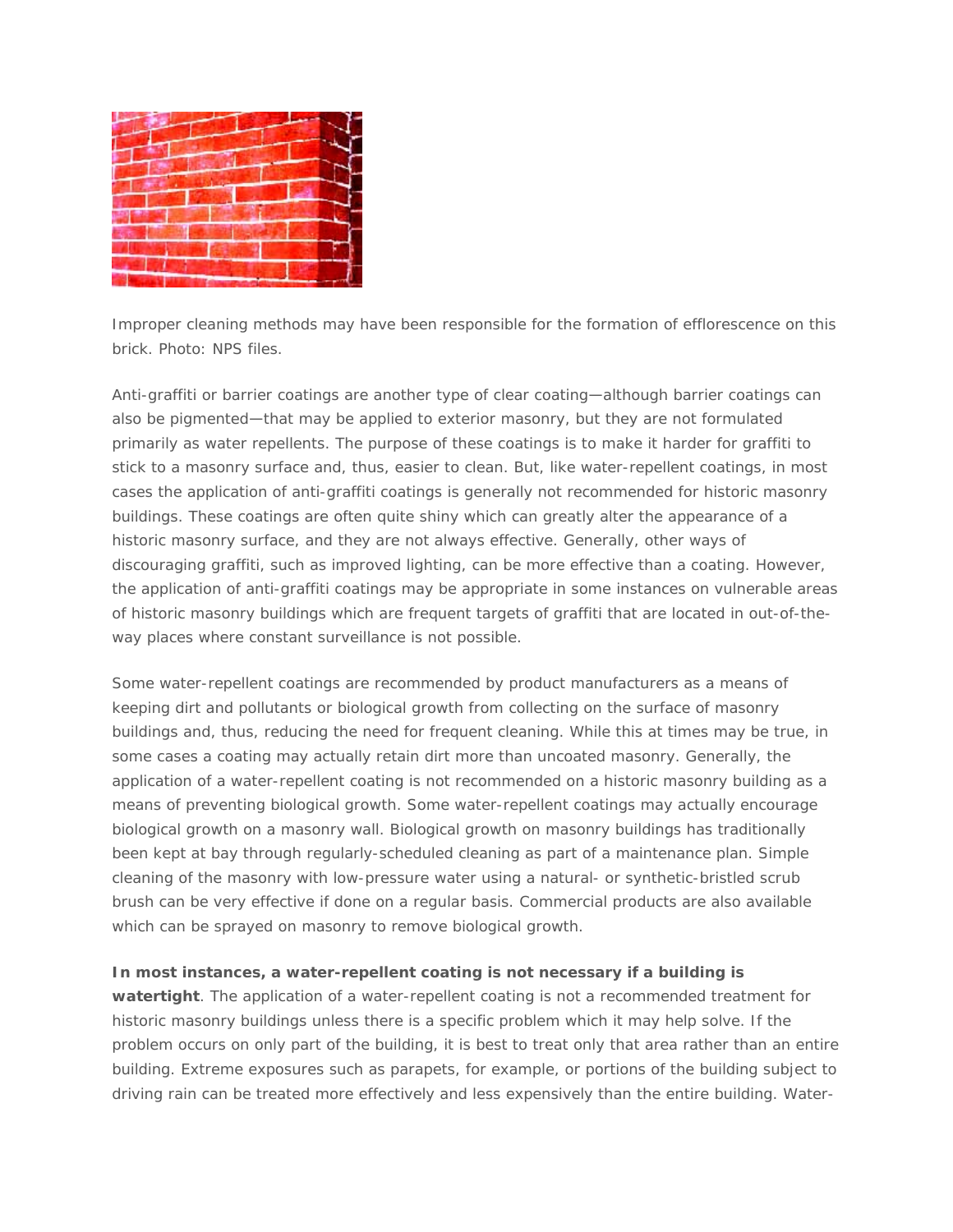Improper cleaning methods may have been responsible for the formation of efflorescence on this brick. Photo: NPS files.

Anti-graffiti or barrier coatings are another type of clear coating—although barrier coatings can also be pigmented—that may be applied to exterior masonry, but they are not formulated primarily as water repellents. The purpose of these coatings is to make it harder for graffiti to stick to a masonry surface and, thus, easier to clean. But, like water-repellent coatings, in most cases the application of anti-graffiti coatings is generally not recommended for historic masonry buildings. These coatings are often quite shiny which can greatly alter the appearance of a historic masonry surface, and they are not always effective. Generally, other ways of discouraging graffiti, such as improved lighting, can be more effective than a coating. However, the application of anti-graffiti coatings may be appropriate in some instances on vulnerable areas of historic masonry buildings which are frequent targets of graffiti that are located in out-of-the-way places where constant surveillance is not possible.

Some water-repellent coatings are recommended by product manufacturers as a means of keeping dirt and pollutants or biological growth from collecting on the surface of masonry buildings and, thus, reducing the need for frequent cleaning. While this at times may be true, in some cases a coating may actually retain dirt more than uncoated masonry. Generally, the application of a water-repellent coating is not recommended on a historic masonry building as a means of preventing biological growth. Some water-repellent coatings may actually encourage biological growth on a masonry wall. Biological growth on masonry buildings has traditionally been kept at bay through regularly-scheduled cleaning as part of a maintenance plan. Simple cleaning of the masonry with low-pressure water using a natural- or synthetic-bristled scrub brush can be very effective if done on a regular basis. Commercial products are also available which can be sprayed on masonry to remove biological growth.

**In most instances, a water-repellent coating is not necessary if a building is watertight**. The application of a water-repellent coating is not a recommended treatment for historic masonry buildings unless there is a specific problem which it may help solve. If the problem occurs on only part of the building, it is best to treat only that area rather than an entire building. Extreme exposures such as parapets, for example, or portions of the building subject to driving rain can be treated more effectively and less expensively than the entire building. Water-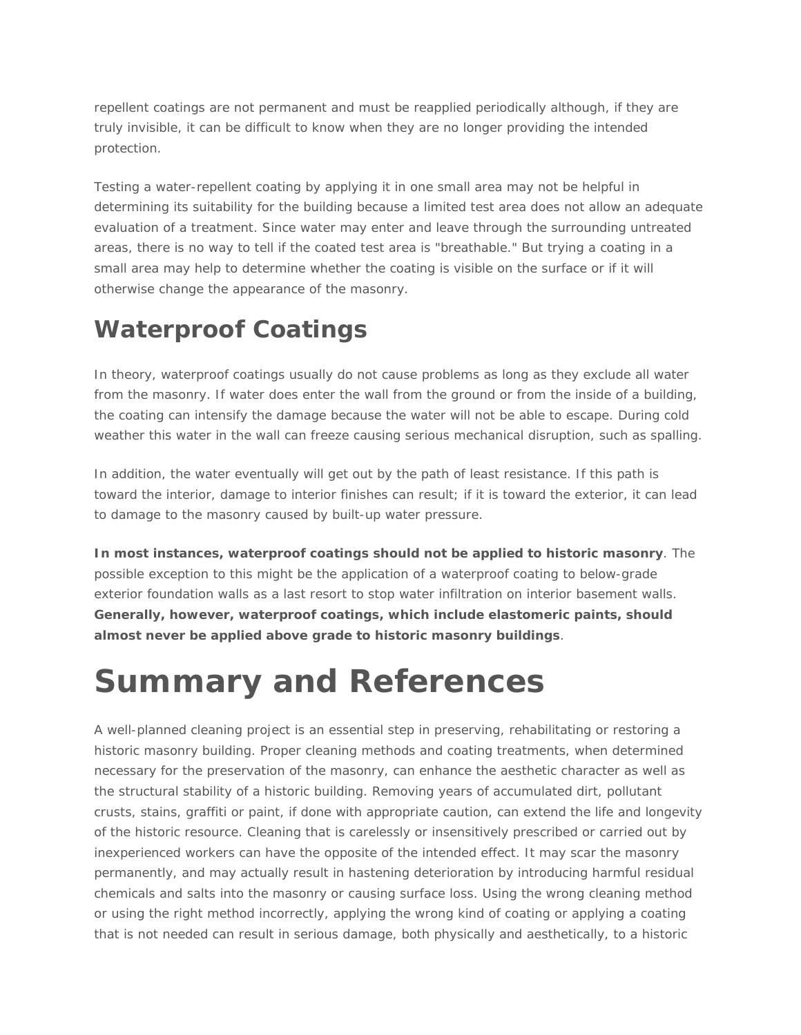repellent coatings are not permanent and must be reapplied periodically although, if they are truly invisible, it can be difficult to know when they are no longer providing the intended protection.

Testing a water-repellent coating by applying it in one small area may not be helpful in determining its suitability for the building because a limited test area does not allow an adequate evaluation of a treatment. Since water may enter and leave through the surrounding untreated areas, there is no way to tell if the coated test area is "breathable." But trying a coating in a small area may help to determine whether the coating is visible on the surface or if it will otherwise change the appearance of the masonry.

## Waterproof Coatings

In theory, waterproof coatings usually do not cause problems as long as they exclude all water from the masonry. If water does enter the wall from the ground or from the inside of a building, the coating can intensify the damage because the water will not be able to escape. During cold weather this water in the wall can freeze causing serious mechanical disruption, such as spalling.

In addition, the water eventually will get out by the path of least resistance. If this path is toward the interior, damage to interior finishes can result; if it is toward the exterior, it can lead to damage to the masonry caused by built-up water pressure.

**In most instances, waterproof coatings should not be applied to historic masonry**. The possible exception to this might be the application of a waterproof coating to below-grade exterior foundation walls as a last resort to stop water infiltration on interior basement walls. **Generally, however, waterproof coatings, which include elastomeric paints, should almost never be applied above grade to historic masonry buildings**.

# Summary and References

A well-planned cleaning project is an essential step in preserving, rehabilitating or restoring a historic masonry building. Proper cleaning methods and coating treatments, when determined necessary for the preservation of the masonry, can enhance the aesthetic character as well as the structural stability of a historic building. Removing years of accumulated dirt, pollutant crusts, stains, graffiti or paint, if done with appropriate caution, can extend the life and longevity of the historic resource. Cleaning that is carelessly or insensitively prescribed or carried out by inexperienced workers can have the opposite of the intended effect. It may scar the masonry permanently, and may actually result in hastening deterioration by introducing harmful residual chemicals and salts into the masonry or causing surface loss. Using the wrong cleaning method or using the right method incorrectly, applying the wrong kind of coating or applying a coating that is not needed can result in serious damage, both physically and aesthetically, to a historic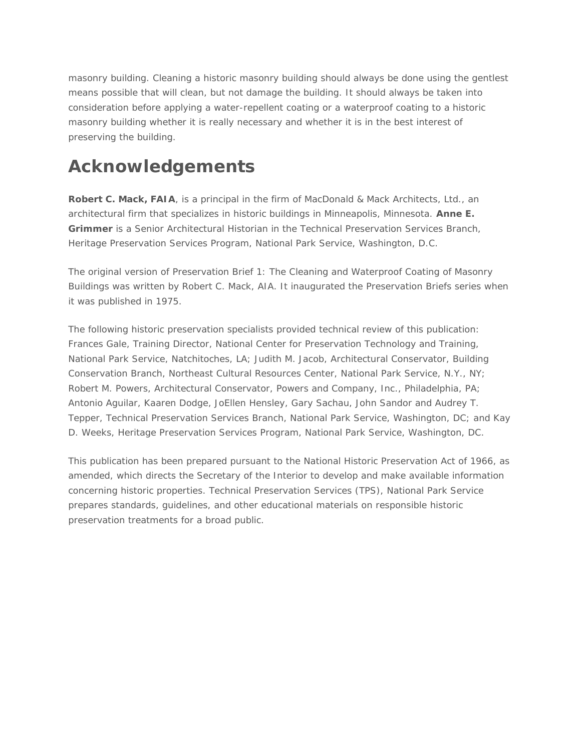masonry building. Cleaning a historic masonry building should always be done using the gentlest means possible that will clean, but not damage the building. It should always be taken into consideration before applying a water-repellent coating or a waterproof coating to a historic masonry building whether it is really necessary and whether it is in the best interest of preserving the building.

# Acknowledgements

**Robert C. Mack, FAIA**, is a principal in the firm of MacDonald & Mack Architects, Ltd., an architectural firm that specializes in historic buildings in Minneapolis, Minnesota. **Anne E. Grimmer** is a Senior Architectural Historian in the Technical Preservation Services Branch, Heritage Preservation Services Program, National Park Service, Washington, D.C.

The original version of Preservation Brief 1: The Cleaning and Waterproof Coating of Masonry Buildings was written by Robert C. Mack, AIA. It inaugurated the Preservation Briefs series when it was published in 1975.

The following historic preservation specialists provided technical review of this publication: Frances Gale, Training Director, National Center for Preservation Technology and Training, National Park Service, Natchitoches, LA; Judith M. Jacob, Architectural Conservator, Building Conservation Branch, Northeast Cultural Resources Center, National Park Service, N.Y., NY; Robert M. Powers, Architectural Conservator, Powers and Company, Inc., Philadelphia, PA; Antonio Aguilar, Kaaren Dodge, JoEllen Hensley, Gary Sachau, John Sandor and Audrey T. Tepper, Technical Preservation Services Branch, National Park Service, Washington, DC; and Kay D. Weeks, Heritage Preservation Services Program, National Park Service, Washington, DC.

This publication has been prepared pursuant to the National Historic Preservation Act of 1966, as amended, which directs the Secretary of the Interior to develop and make available information concerning historic properties. Technical Preservation Services (TPS), National Park Service prepares standards, guidelines, and other educational materials on responsible historic preservation treatments for a broad public.